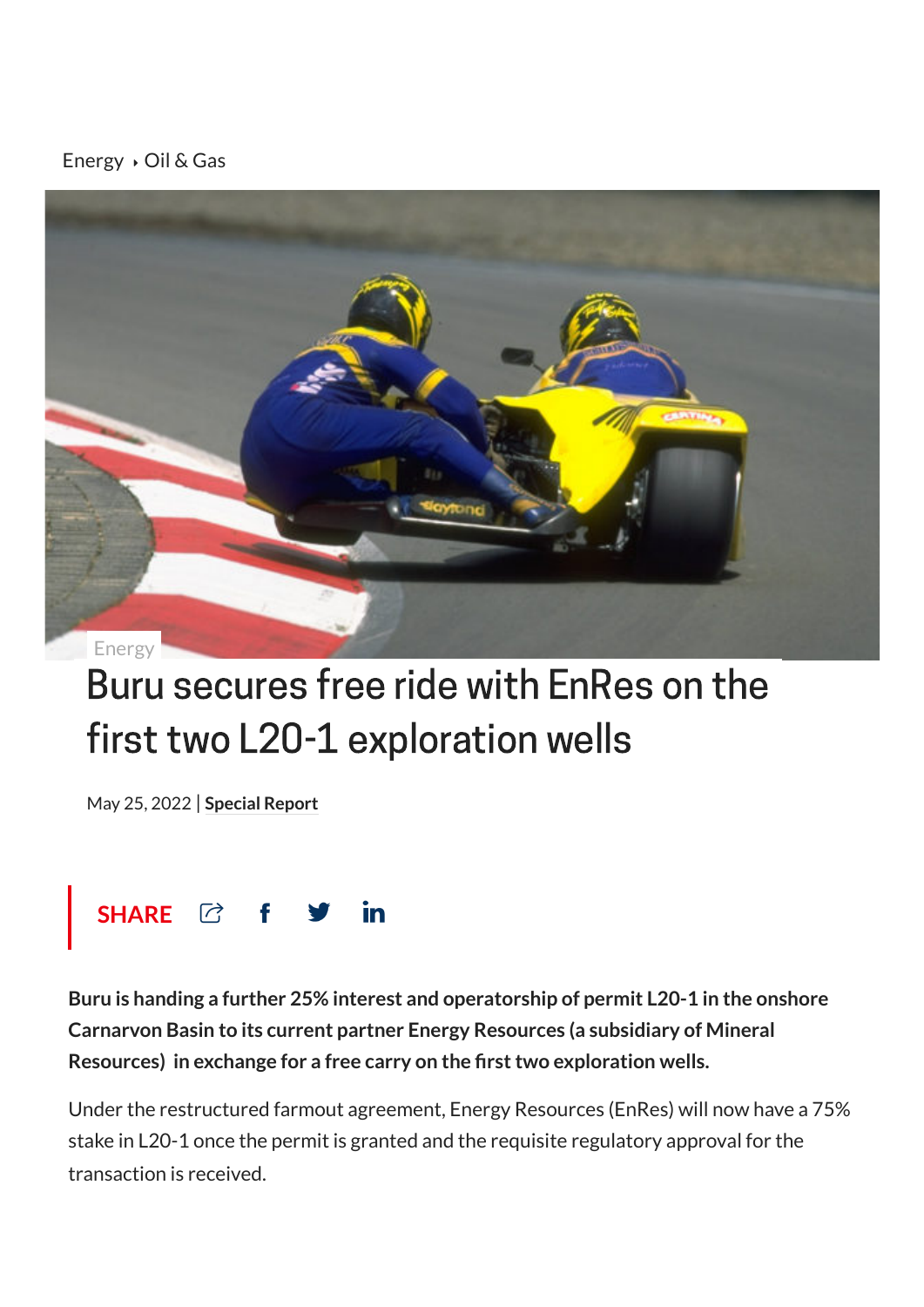Energy ‣ Oil & Gas

Energy

# Buru secures free ride with EnRes on the first two L20-1 exploration wells

May 25, 2022 | **Special Report**

SHARE

**Buru is handing a further 25% interest and operatorship of permit L20-1 in the onshore Carnarvon Basin to its current partner Energy Resources (a subsidiary of Mineral Resources) in exchange for a free carry on the first two exploration wells.**

Under the restructured farmout agreement, Energy Resources (EnRes) will now have a 75% stake in L20-1 once the permit is granted and the requisite regulatory approval for the transaction is received.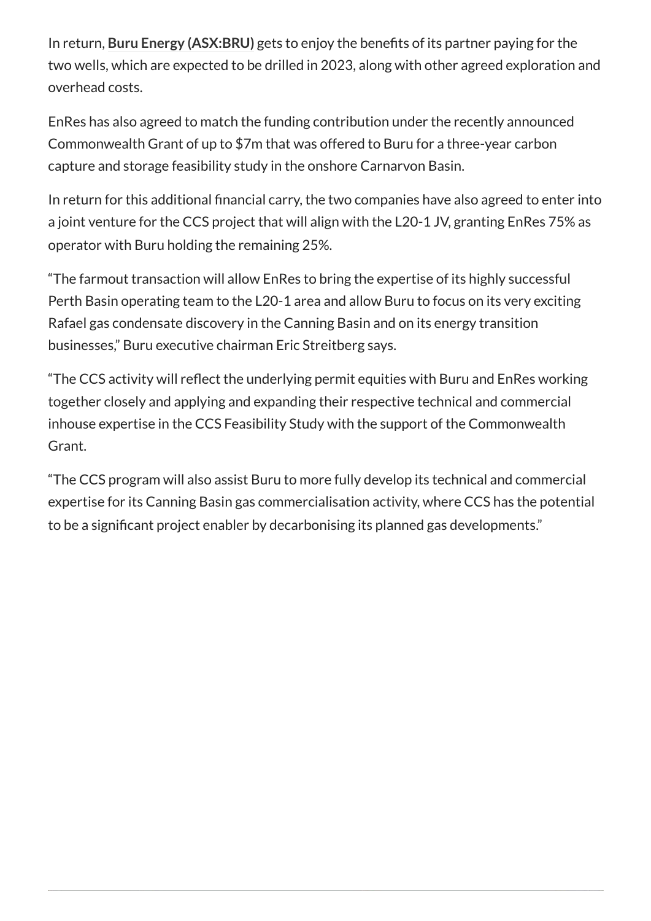In return, **Buru Energy (ASX:BRU)** gets to enjoy the benefits of its partner paying for the two wells, which are expected to be drilled in 2023, along with other agreed exploration and overhead costs.

EnRes has also agreed to match the funding contribution under the recently announced Commonwealth Grant of up to $7m that was offered to Buru for a three-year carbon capture and storage feasibility study in the onshore Carnarvon Basin.

In return for this additional financial carry, the two companies have also agreed to enter into a joint venture for the CCS project that will align with the L20-1 JV, granting EnRes 75% as operator with Buru holding the remaining 25%.

"The farmout transaction will allow EnRes to bring the expertise of its highly successful Perth Basin operating team to the L20-1 area and allow Buru to focus on its very exciting Rafael gas condensate discovery in the Canning Basin and on its energy transition businesses," Buru executive chairman Eric Streitberg says.

"The CCS activity will reflect the underlying permit equities with Buru and EnRes working together closely and applying and expanding their respective technical and commercial inhouse expertise in the CCS Feasibility Study with the support of the Commonwealth Grant.

"The CCS program will also assist Buru to more fully develop its technical and commercial expertise for its Canning Basin gas commercialisation activity, where CCS has the potential to be a significant project enabler by decarbonising its planned gas developments."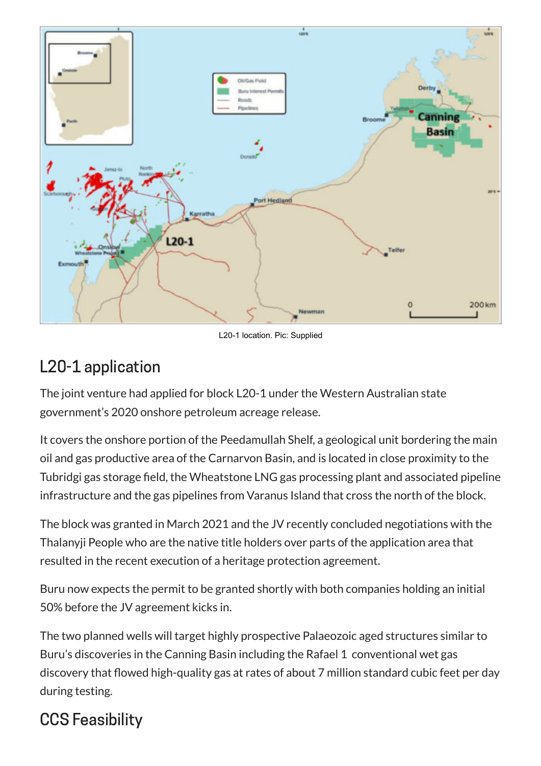L20-1 location. Pic: Supplied

## L20-1 application

The joint venture had applied for block L20-1 under the Western Australian state government's 2020 onshore petroleum acreage release.

It covers the onshore portion of the Peedamullah Shelf, a geological unit bordering the main oil and gas productive area of the Carnarvon Basin, and is located in close proximity to the Tubridgi gas storage field, the Wheatstone LNG gas processing plant and associated pipeline infrastructure and the gas pipelines from Varanus Island that cross the north of the block.

The block was granted in March 2021 and the JV recently concluded negotiations with the Thalanyji People who are the native title holders over parts of the application area that resulted in the recent execution of a heritage protection agreement.

Buru now expects the permit to be granted shortly with both companies holding an initial 50% before the JV agreement kicks in.

The two planned wells will target highly prospective Palaeozoic aged structures similar to Buru's discoveries in the Canning Basin including the Rafael 1 conventional wet gas discovery that flowed high-quality gas at rates of about 7 million standard cubic feet per day during testing.

## CCS Feasibility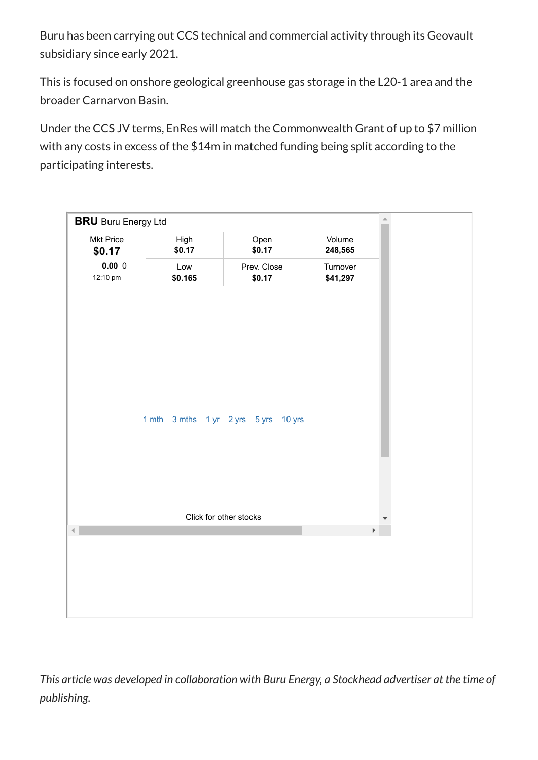Buru has been carrying out CCS technical and commercial activity through its Geovault subsidiary since early 2021.

This is focused on onshore geological greenhouse gas storage in the L20-1 area and the broader Carnarvon Basin.

Under the CCS JV terms, EnRes will match the Commonwealth Grant of up to $7 million with any costs in excess of the $14m in matched funding being split according to the participating interests.

**BRU** Buru Energy Ltd

| Mkt Price | High | Open | Volume |
|---|---|---|---|
| **$0.17** | **$0.17** | **$0.17** | **248,565** |
| **0.00** 0 | Low | Prev. Close | Turnover |
| 12:10 pm | **$0.165** | **$0.17** | **$41,297** |

1 mth 3 mths 1 yr 2 yrs 5 yrs 10 yrs

Click for other stocks

*This article was developed in collaboration with Buru Energy, a Stockhead advertiser at the time of publishing.*